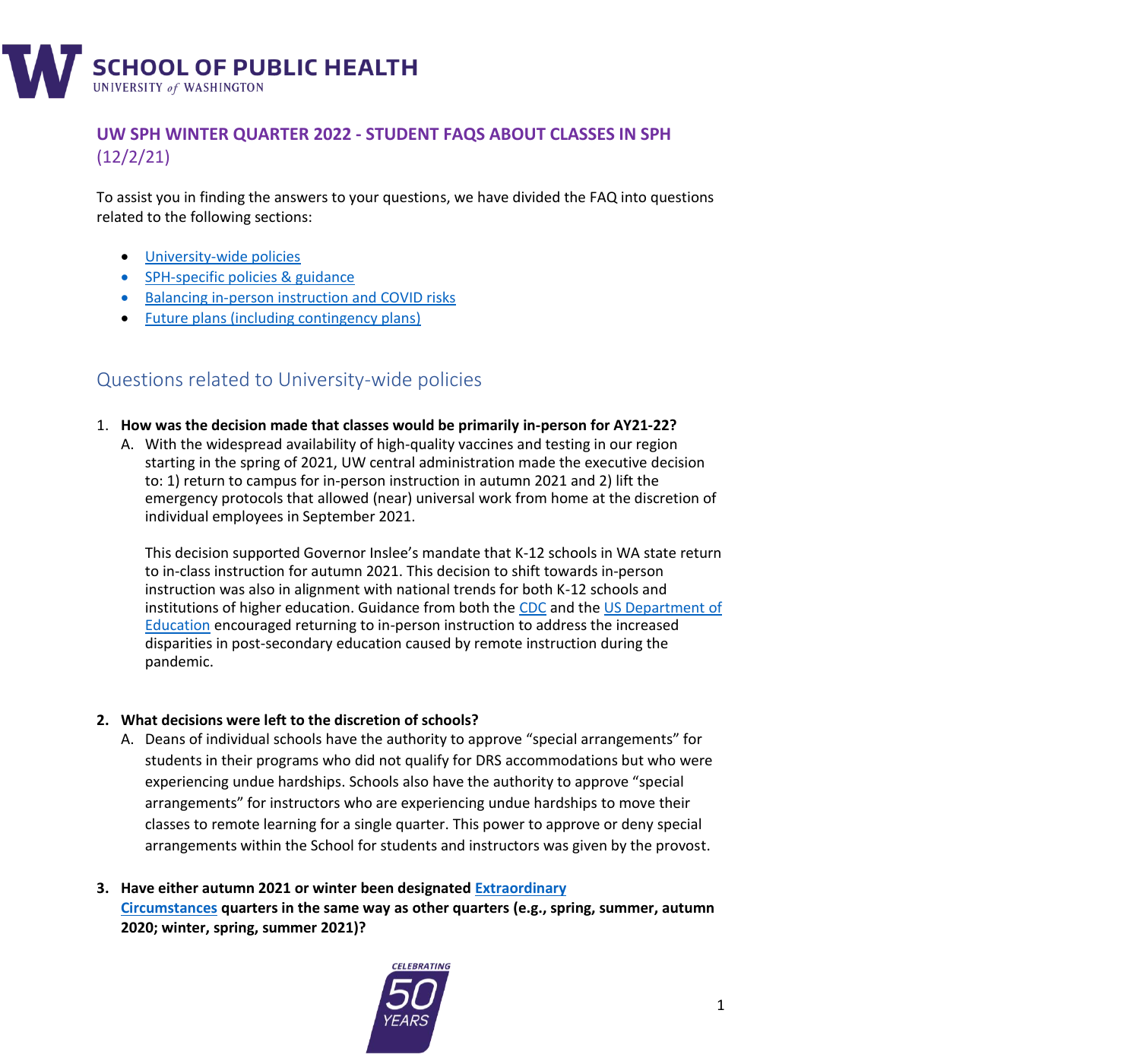# UW SPH WINTER QUARTER 2022 - STUDENT FAQS ABOUT CLASSES IN SPH (12/2/21)

To assist you in finding the answers to your questions, we have divided the FAQ into questions related to the following sections:

- University-wide policies
- SPH-specific policies & guidance
- Balancing in-person instruction and COVID risks
- Future plans (including contingency plans)

## Questions related to University-wide policies

1. **How was the decision made that classes would be primarily in-person for AY21-22?**
   A. With the widespread availability of high-quality vaccines and testing in our region starting in the spring of 2021, UW central administration made the executive decision to: 1) return to campus for in-person instruction in autumn 2021 and 2) lift the emergency protocols that allowed (near) universal work from home at the discretion of individual employees in September 2021.

   This decision supported Governor Inslee's mandate that K-12 schools in WA state return to in-class instruction for autumn 2021. This decision to shift towards in-person instruction was also in alignment with national trends for both K-12 schools and institutions of higher education. Guidance from both the CDC and the US Department of Education encouraged returning to in-person instruction to address the increased disparities in post-secondary education caused by remote instruction during the pandemic.

2. **What decisions were left to the discretion of schools?**
   A. Deans of individual schools have the authority to approve "special arrangements" for students in their programs who did not qualify for DRS accommodations but who were experiencing undue hardships. Schools also have the authority to approve "special arrangements" for instructors who are experiencing undue hardships to move their classes to remote learning for a single quarter. This power to approve or deny special arrangements within the School for students and instructors was given by the provost.

3. **Have either autumn 2021 or winter been designated Extraordinary Circumstances quarters in the same way as other quarters (e.g., spring, summer, autumn 2020; winter, spring, summer 2021)?**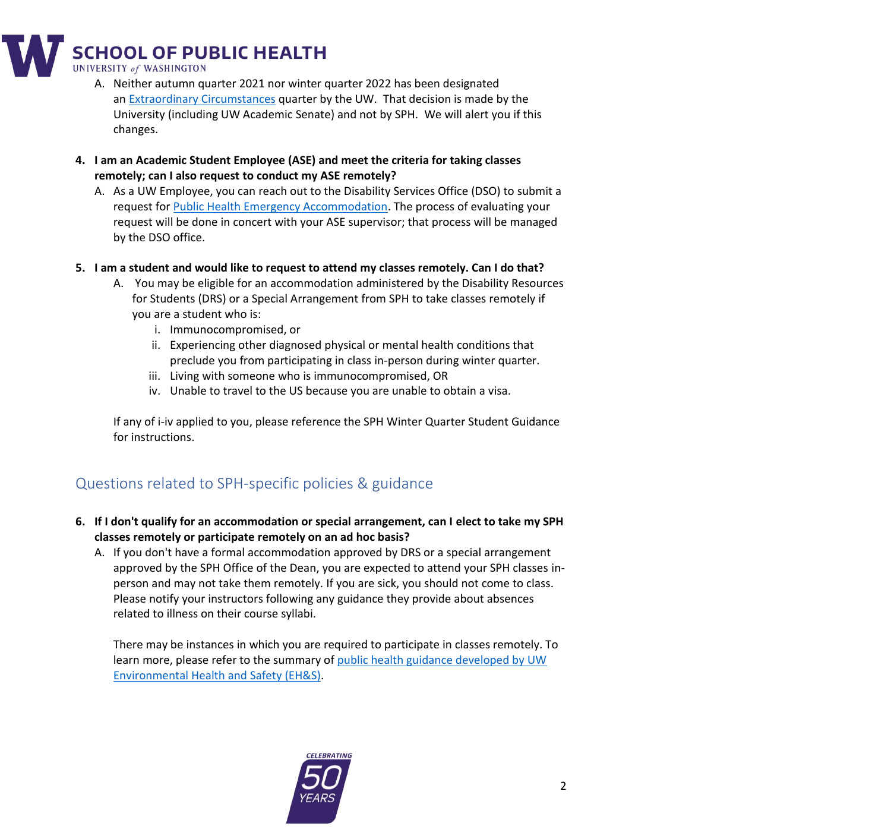A. Neither autumn quarter 2021 nor winter quarter 2022 has been designated an [Extraordinary Circumstances]() quarter by the UW. That decision is made by the University (including UW Academic Senate) and not by SPH. We will alert you if this changes.

4. **I am an Academic Student Employee (ASE) and meet the criteria for taking classes remotely; can I also request to conduct my ASE remotely?**
   A. As a UW Employee, you can reach out to the Disability Services Office (DSO) to submit a request for [Public Health Emergency Accommodation](). The process of evaluating your request will be done in concert with your ASE supervisor; that process will be managed by the DSO office.

5. **I am a student and would like to request to attend my classes remotely. Can I do that?**
   A. You may be eligible for an accommodation administered by the Disability Resources for Students (DRS) or a Special Arrangement from SPH to take classes remotely if you are a student who is:
      i. Immunocompromised, or
      ii. Experiencing other diagnosed physical or mental health conditions that preclude you from participating in class in-person during winter quarter.
      iii. Living with someone who is immunocompromised, OR
      iv. Unable to travel to the US because you are unable to obtain a visa.

   If any of i-iv applied to you, please reference the SPH Winter Quarter Student Guidance for instructions.

## Questions related to SPH-specific policies & guidance

6. **If I don't qualify for an accommodation or special arrangement, can I elect to take my SPH classes remotely or participate remotely on an ad hoc basis?**
   A. If you don't have a formal accommodation approved by DRS or a special arrangement approved by the SPH Office of the Dean, you are expected to attend your SPH classes in-person and may not take them remotely. If you are sick, you should not come to class. Please notify your instructors following any guidance they provide about absences related to illness on their course syllabi.

   There may be instances in which you are required to participate in classes remotely. To learn more, please refer to the summary of [public health guidance developed by UW Environmental Health and Safety (EH&S)]().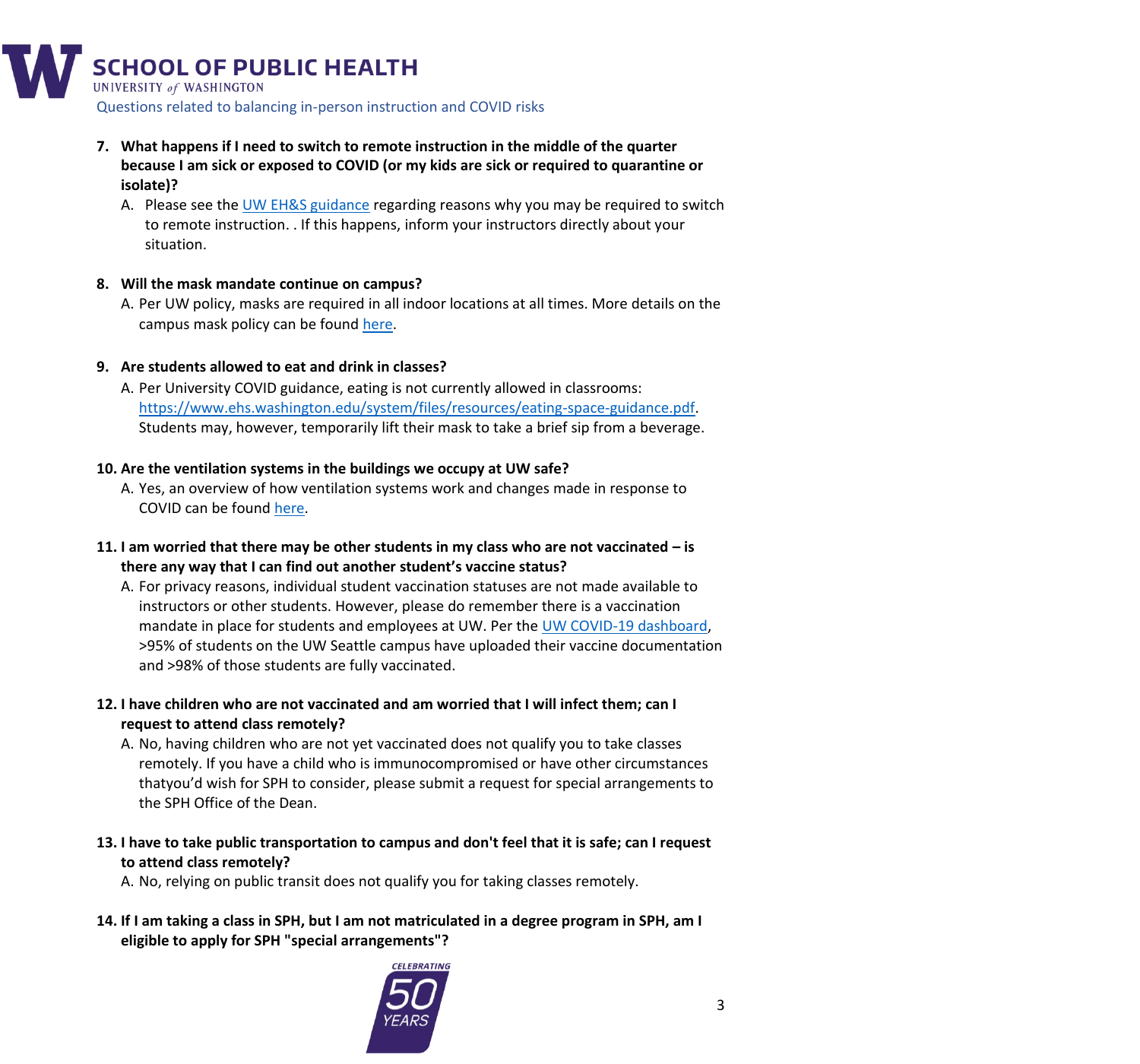7. **What happens if I need to switch to remote instruction in the middle of the quarter because I am sick or exposed to COVID (or my kids are sick or required to quarantine or isolate)?**
   A. Please see the [UW EH&S guidance]() regarding reasons why you may be required to switch to remote instruction. . If this happens, inform your instructors directly about your situation.

8. **Will the mask mandate continue on campus?**
   A. Per UW policy, masks are required in all indoor locations at all times. More details on the campus mask policy can be found [here]().

9. **Are students allowed to eat and drink in classes?**
   A. Per University COVID guidance, eating is not currently allowed in classrooms: https://www.ehs.washington.edu/system/files/resources/eating-space-guidance.pdf. Students may, however, temporarily lift their mask to take a brief sip from a beverage.

10. **Are the ventilation systems in the buildings we occupy at UW safe?**
    A. Yes, an overview of how ventilation systems work and changes made in response to COVID can be found [here]().

11. **I am worried that there may be other students in my class who are not vaccinated – is there any way that I can find out another student's vaccine status?**
    A. For privacy reasons, individual student vaccination statuses are not made available to instructors or other students. However, please do remember there is a vaccination mandate in place for students and employees at UW. Per the [UW COVID-19 dashboard](), >95% of students on the UW Seattle campus have uploaded their vaccine documentation and >98% of those students are fully vaccinated.

12. **I have children who are not vaccinated and am worried that I will infect them; can I request to attend class remotely?**
    A. No, having children who are not yet vaccinated does not qualify you to take classes remotely. If you have a child who is immunocompromised or have other circumstances thatyou'd wish for SPH to consider, please submit a request for special arrangements to the SPH Office of the Dean.

13. **I have to take public transportation to campus and don't feel that it is safe; can I request to attend class remotely?**
    A. No, relying on public transit does not qualify you for taking classes remotely.

14. **If I am taking a class in SPH, but I am not matriculated in a degree program in SPH, am I eligible to apply for SPH "special arrangements"?**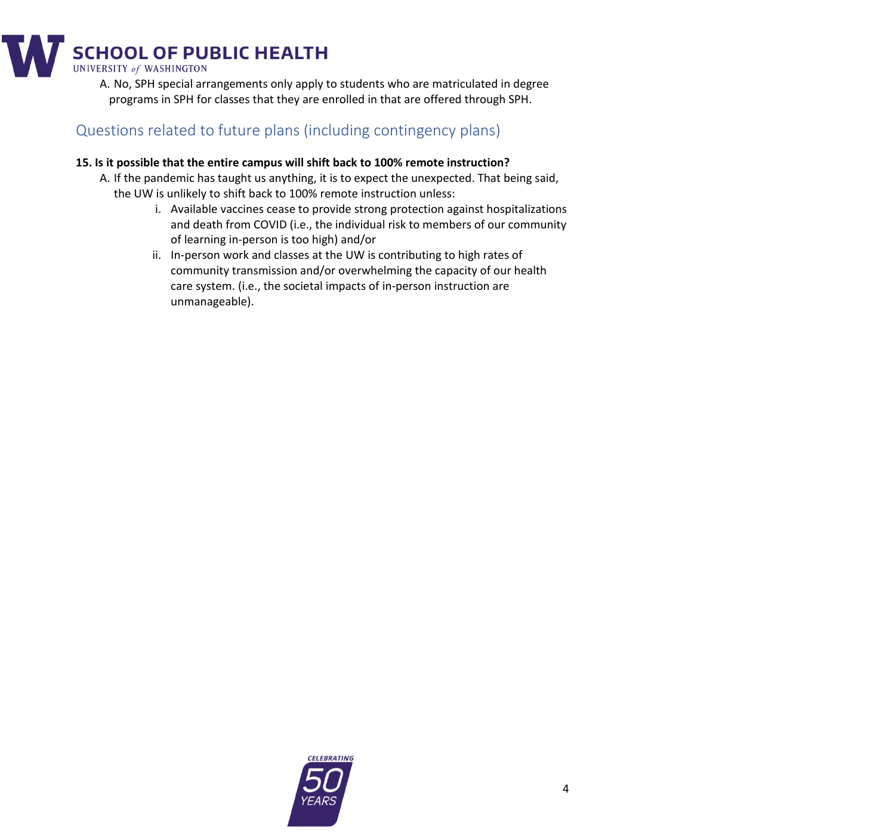A. No, SPH special arrangements only apply to students who are matriculated in degree programs in SPH for classes that they are enrolled in that are offered through SPH.

## Questions related to future plans (including contingency plans)

**15. Is it possible that the entire campus will shift back to 100% remote instruction?**

A. If the pandemic has taught us anything, it is to expect the unexpected. That being said, the UW is unlikely to shift back to 100% remote instruction unless:

i. Available vaccines cease to provide strong protection against hospitalizations and death from COVID (i.e., the individual risk to members of our community of learning in-person is too high) and/or

ii. In-person work and classes at the UW is contributing to high rates of community transmission and/or overwhelming the capacity of our health care system. (i.e., the societal impacts of in-person instruction are unmanageable).